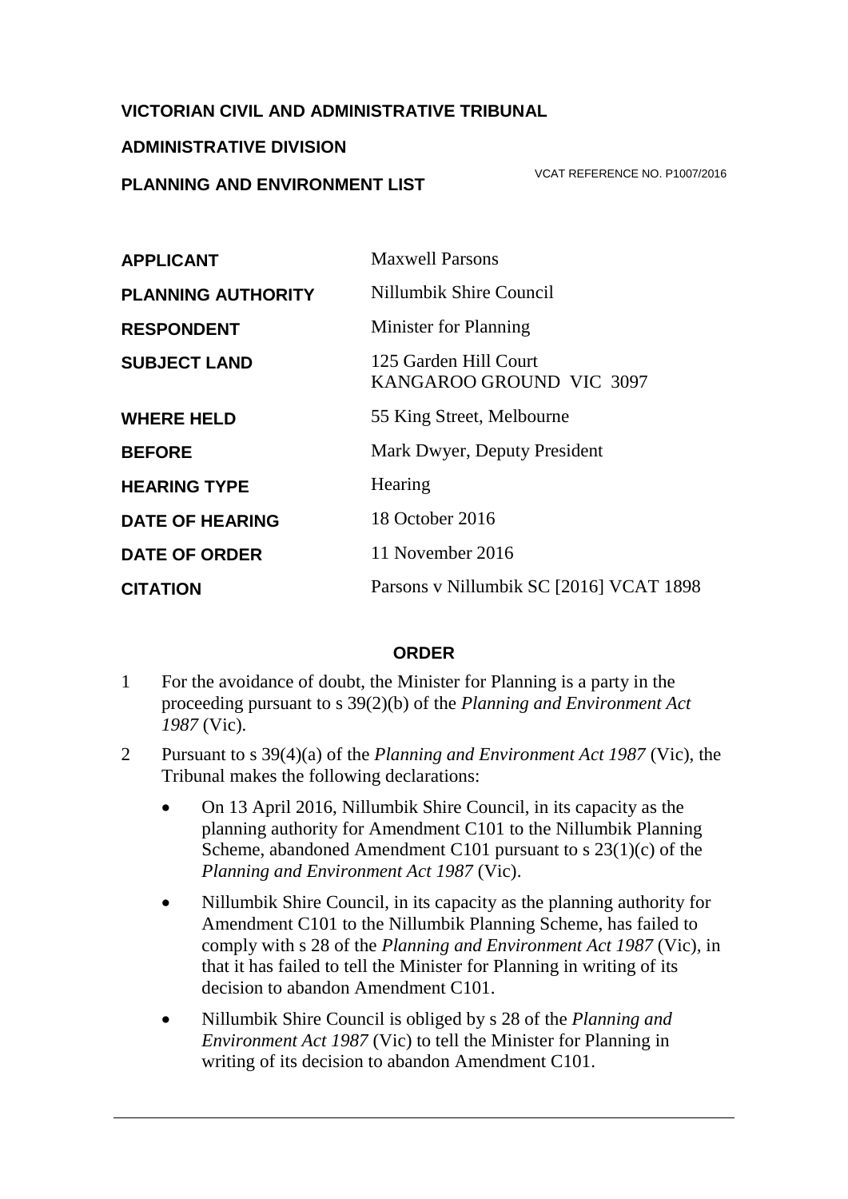**VICTORIAN CIVIL AND ADMINISTRATIVE TRIBUNAL**

**ADMINISTRATIVE DIVISION**

**PLANNING AND ENVIRONMENT LIST**

VCAT REFERENCE NO. P1007/2016

| | |
|---|---|
| **APPLICANT** | Maxwell Parsons |
| **PLANNING AUTHORITY** | Nillumbik Shire Council |
| **RESPONDENT** | Minister for Planning |
| **SUBJECT LAND** | 125 Garden Hill Court<br>KANGAROO GROUND VIC 3097 |
| **WHERE HELD** | 55 King Street, Melbourne |
| **BEFORE** | Mark Dwyer, Deputy President |
| **HEARING TYPE** | Hearing |
| **DATE OF HEARING** | 18 October 2016 |
| **DATE OF ORDER** | 11 November 2016 |
| **CITATION** | Parsons v Nillumbik SC [2016] VCAT 1898 |

## ORDER

1 For the avoidance of doubt, the Minister for Planning is a party in the proceeding pursuant to s 39(2)(b) of the *Planning and Environment Act 1987* (Vic).

2 Pursuant to s 39(4)(a) of the *Planning and Environment Act 1987* (Vic), the Tribunal makes the following declarations:

- On 13 April 2016, Nillumbik Shire Council, in its capacity as the planning authority for Amendment C101 to the Nillumbik Planning Scheme, abandoned Amendment C101 pursuant to s 23(1)(c) of the *Planning and Environment Act 1987* (Vic).
- Nillumbik Shire Council, in its capacity as the planning authority for Amendment C101 to the Nillumbik Planning Scheme, has failed to comply with s 28 of the *Planning and Environment Act 1987* (Vic), in that it has failed to tell the Minister for Planning in writing of its decision to abandon Amendment C101.
- Nillumbik Shire Council is obliged by s 28 of the *Planning and Environment Act 1987* (Vic) to tell the Minister for Planning in writing of its decision to abandon Amendment C101.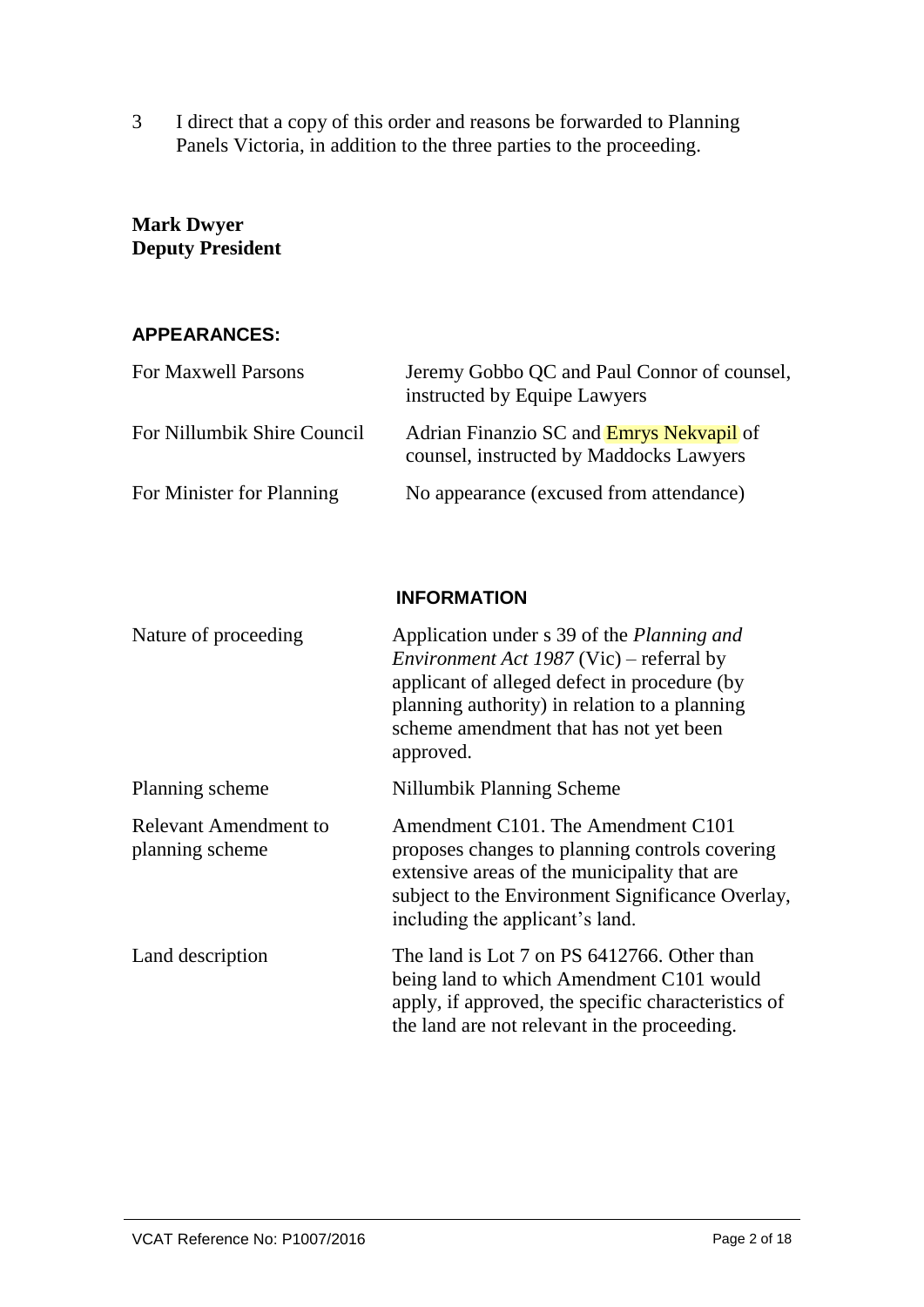3 I direct that a copy of this order and reasons be forwarded to Planning Panels Victoria, in addition to the three parties to the proceeding.

**Mark Dwyer**
**Deputy President**

## APPEARANCES:

| | |
|---|---|
| For Maxwell Parsons | Jeremy Gobbo QC and Paul Connor of counsel, instructed by Equipe Lawyers |
| For Nillumbik Shire Council | Adrian Finanzio SC and Emrys Nekvapil of counsel, instructed by Maddocks Lawyers |
| For Minister for Planning | No appearance (excused from attendance) |

## INFORMATION

| | |
|---|---|
| Nature of proceeding | Application under s 39 of the *Planning and Environment Act 1987* (Vic) – referral by applicant of alleged defect in procedure (by planning authority) in relation to a planning scheme amendment that has not yet been approved. |
| Planning scheme | Nillumbik Planning Scheme |
| Relevant Amendment to planning scheme | Amendment C101. The Amendment C101 proposes changes to planning controls covering extensive areas of the municipality that are subject to the Environment Significance Overlay, including the applicant's land. |
| Land description | The land is Lot 7 on PS 6412766. Other than being land to which Amendment C101 would apply, if approved, the specific characteristics of the land are not relevant in the proceeding. |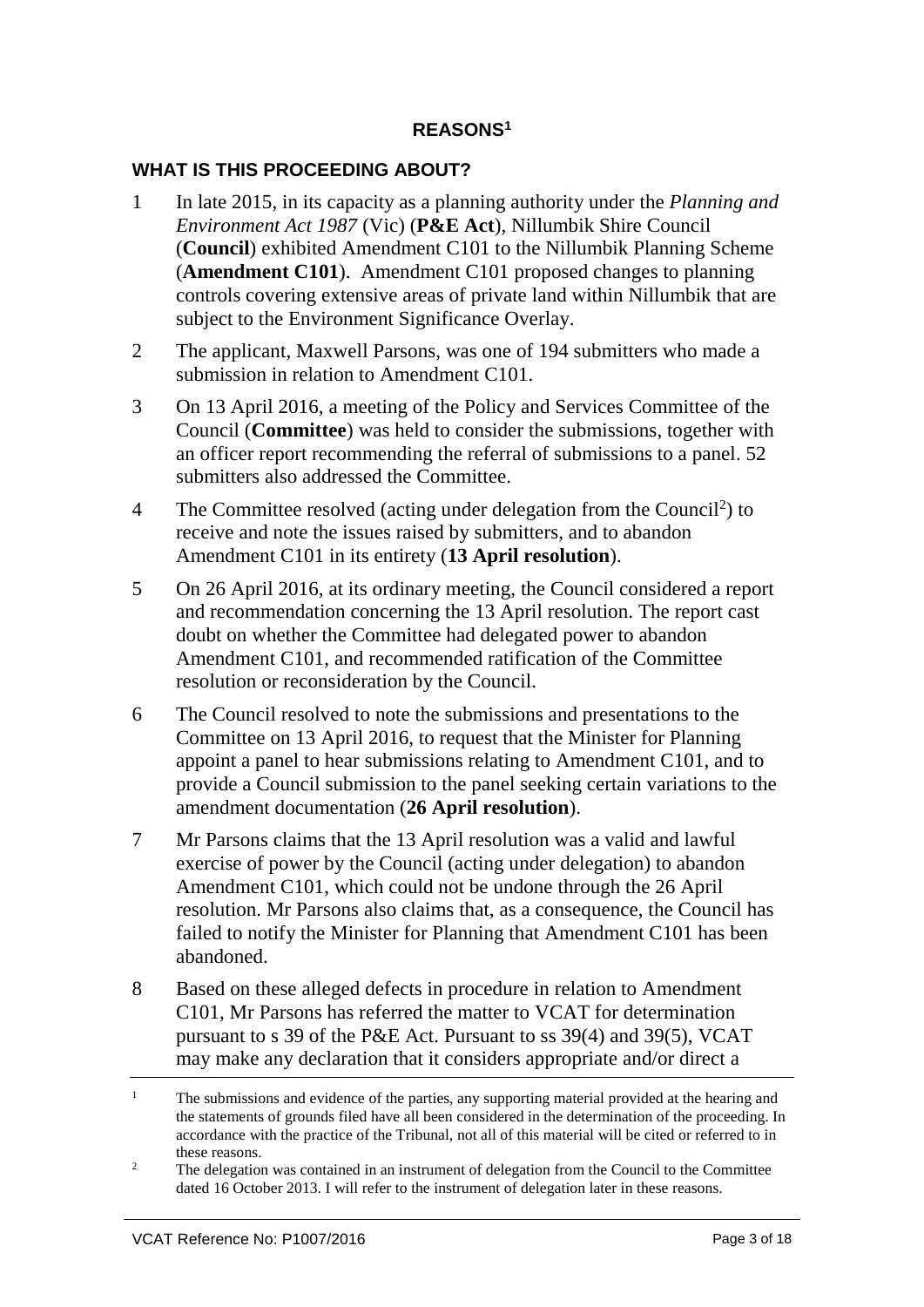## REASONS[1]

### WHAT IS THIS PROCEEDING ABOUT?

1 In late 2015, in its capacity as a planning authority under the *Planning and Environment Act 1987* (Vic) (**P&E Act**), Nillumbik Shire Council (**Council**) exhibited Amendment C101 to the Nillumbik Planning Scheme (**Amendment C101**). Amendment C101 proposed changes to planning controls covering extensive areas of private land within Nillumbik that are subject to the Environment Significance Overlay.

2 The applicant, Maxwell Parsons, was one of 194 submitters who made a submission in relation to Amendment C101.

3 On 13 April 2016, a meeting of the Policy and Services Committee of the Council (**Committee**) was held to consider the submissions, together with an officer report recommending the referral of submissions to a panel. 52 submitters also addressed the Committee.

4 The Committee resolved (acting under delegation from the Council[2]) to receive and note the issues raised by submitters, and to abandon Amendment C101 in its entirety (**13 April resolution**).

5 On 26 April 2016, at its ordinary meeting, the Council considered a report and recommendation concerning the 13 April resolution. The report cast doubt on whether the Committee had delegated power to abandon Amendment C101, and recommended ratification of the Committee resolution or reconsideration by the Council.

6 The Council resolved to note the submissions and presentations to the Committee on 13 April 2016, to request that the Minister for Planning appoint a panel to hear submissions relating to Amendment C101, and to provide a Council submission to the panel seeking certain variations to the amendment documentation (**26 April resolution**).

7 Mr Parsons claims that the 13 April resolution was a valid and lawful exercise of power by the Council (acting under delegation) to abandon Amendment C101, which could not be undone through the 26 April resolution. Mr Parsons also claims that, as a consequence, the Council has failed to notify the Minister for Planning that Amendment C101 has been abandoned.

8 Based on these alleged defects in procedure in relation to Amendment C101, Mr Parsons has referred the matter to VCAT for determination pursuant to s 39 of the P&E Act. Pursuant to ss 39(4) and 39(5), VCAT may make any declaration that it considers appropriate and/or direct a

---

[1] The submissions and evidence of the parties, any supporting material provided at the hearing and the statements of grounds filed have all been considered in the determination of the proceeding. In accordance with the practice of the Tribunal, not all of this material will be cited or referred to in these reasons.

[2] The delegation was contained in an instrument of delegation from the Council to the Committee dated 16 October 2013. I will refer to the instrument of delegation later in these reasons.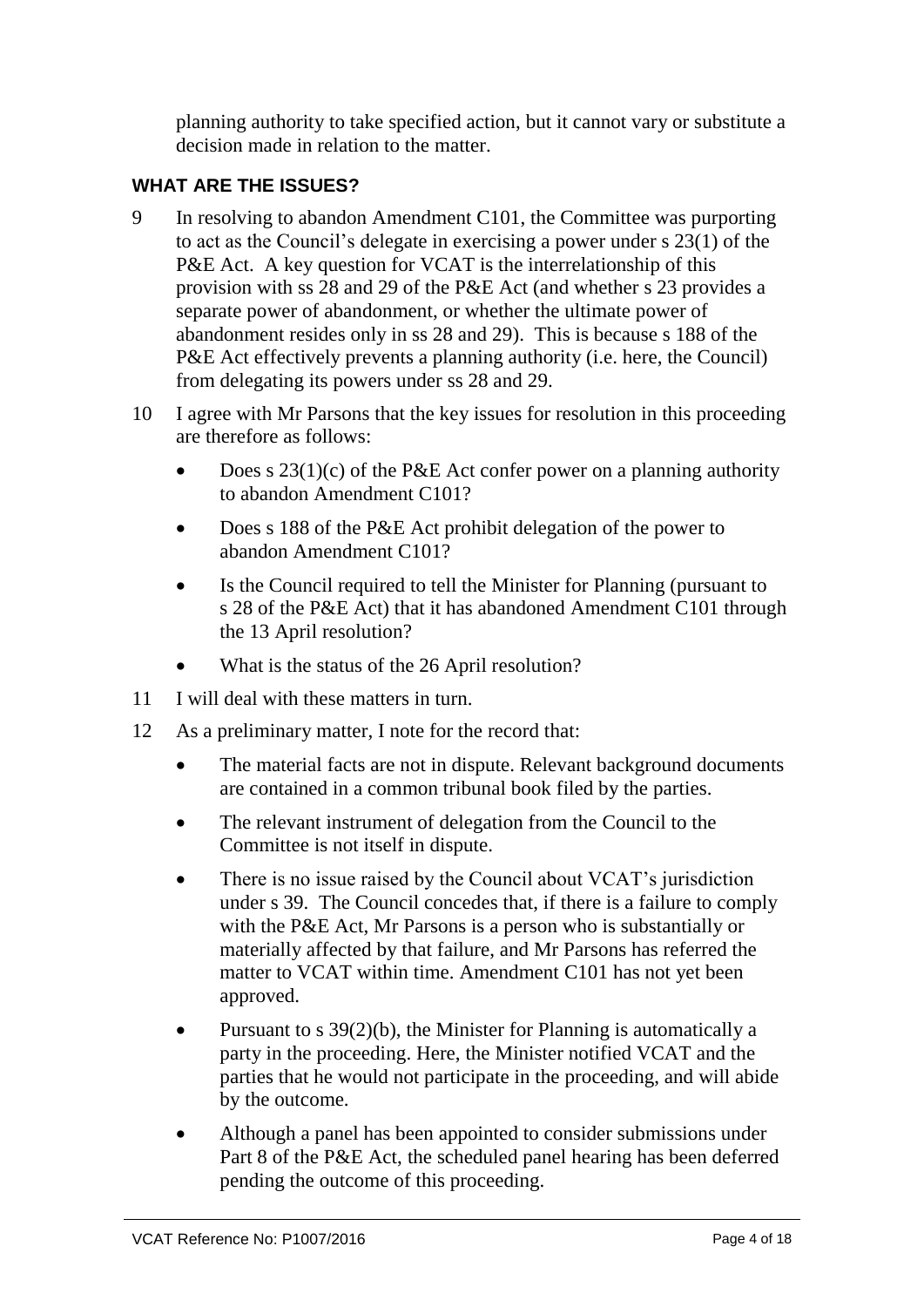planning authority to take specified action, but it cannot vary or substitute a decision made in relation to the matter.

## WHAT ARE THE ISSUES?

9 In resolving to abandon Amendment C101, the Committee was purporting to act as the Council's delegate in exercising a power under s 23(1) of the P&E Act. A key question for VCAT is the interrelationship of this provision with ss 28 and 29 of the P&E Act (and whether s 23 provides a separate power of abandonment, or whether the ultimate power of abandonment resides only in ss 28 and 29). This is because s 188 of the P&E Act effectively prevents a planning authority (i.e. here, the Council) from delegating its powers under ss 28 and 29.

10 I agree with Mr Parsons that the key issues for resolution in this proceeding are therefore as follows:

- Does s 23(1)(c) of the P&E Act confer power on a planning authority to abandon Amendment C101?
- Does s 188 of the P&E Act prohibit delegation of the power to abandon Amendment C101?
- Is the Council required to tell the Minister for Planning (pursuant to s 28 of the P&E Act) that it has abandoned Amendment C101 through the 13 April resolution?
- What is the status of the 26 April resolution?

11 I will deal with these matters in turn.

12 As a preliminary matter, I note for the record that:

- The material facts are not in dispute. Relevant background documents are contained in a common tribunal book filed by the parties.
- The relevant instrument of delegation from the Council to the Committee is not itself in dispute.
- There is no issue raised by the Council about VCAT's jurisdiction under s 39. The Council concedes that, if there is a failure to comply with the P&E Act, Mr Parsons is a person who is substantially or materially affected by that failure, and Mr Parsons has referred the matter to VCAT within time. Amendment C101 has not yet been approved.
- Pursuant to s 39(2)(b), the Minister for Planning is automatically a party in the proceeding. Here, the Minister notified VCAT and the parties that he would not participate in the proceeding, and will abide by the outcome.
- Although a panel has been appointed to consider submissions under Part 8 of the P&E Act, the scheduled panel hearing has been deferred pending the outcome of this proceeding.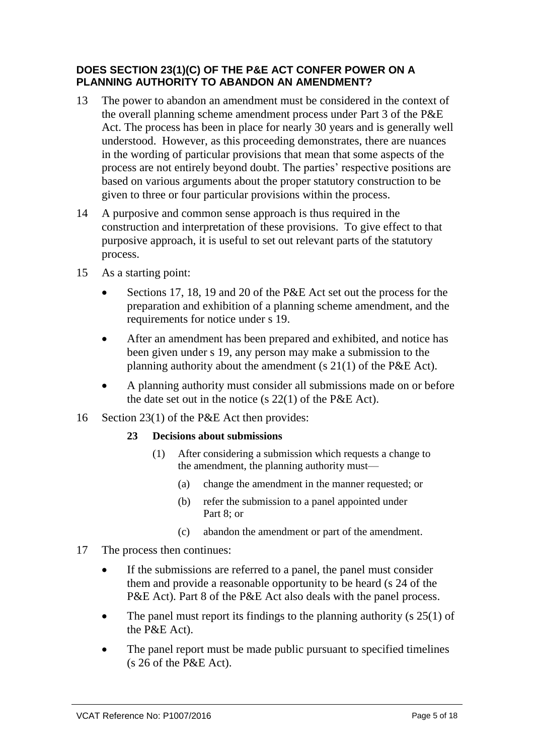### DOES SECTION 23(1)(C) OF THE P&E ACT CONFER POWER ON A PLANNING AUTHORITY TO ABANDON AN AMENDMENT?

13 The power to abandon an amendment must be considered in the context of the overall planning scheme amendment process under Part 3 of the P&E Act. The process has been in place for nearly 30 years and is generally well understood. However, as this proceeding demonstrates, there are nuances in the wording of particular provisions that mean that some aspects of the process are not entirely beyond doubt. The parties' respective positions are based on various arguments about the proper statutory construction to be given to three or four particular provisions within the process.

14 A purposive and common sense approach is thus required in the construction and interpretation of these provisions. To give effect to that purposive approach, it is useful to set out relevant parts of the statutory process.

15 As a starting point:

- Sections 17, 18, 19 and 20 of the P&E Act set out the process for the preparation and exhibition of a planning scheme amendment, and the requirements for notice under s 19.
- After an amendment has been prepared and exhibited, and notice has been given under s 19, any person may make a submission to the planning authority about the amendment (s 21(1) of the P&E Act).
- A planning authority must consider all submissions made on or before the date set out in the notice (s 22(1) of the P&E Act).

16 Section 23(1) of the P&E Act then provides:

> **23 Decisions about submissions**
>
> (1) After considering a submission which requests a change to the amendment, the planning authority must—
>
> (a) change the amendment in the manner requested; or
>
> (b) refer the submission to a panel appointed under Part 8; or
>
> (c) abandon the amendment or part of the amendment.

17 The process then continues:

- If the submissions are referred to a panel, the panel must consider them and provide a reasonable opportunity to be heard (s 24 of the P&E Act). Part 8 of the P&E Act also deals with the panel process.
- The panel must report its findings to the planning authority (s 25(1) of the P&E Act).
- The panel report must be made public pursuant to specified timelines (s 26 of the P&E Act).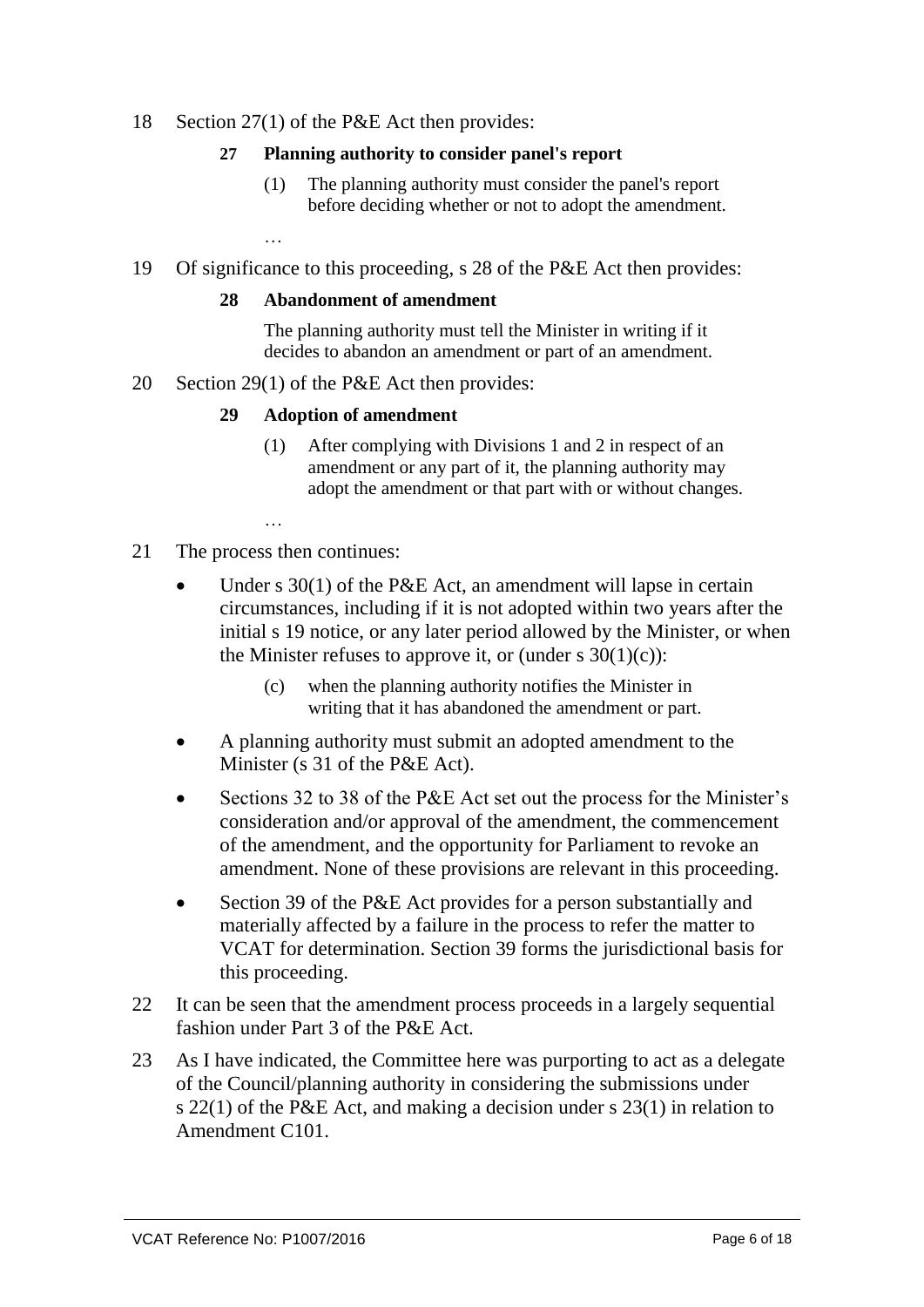18 Section 27(1) of the P&E Act then provides:

> **27 Planning authority to consider panel's report**
>
> (1) The planning authority must consider the panel's report before deciding whether or not to adopt the amendment.
>
> …

19 Of significance to this proceeding, s 28 of the P&E Act then provides:

> **28 Abandonment of amendment**
>
> The planning authority must tell the Minister in writing if it decides to abandon an amendment or part of an amendment.

20 Section 29(1) of the P&E Act then provides:

> **29 Adoption of amendment**
>
> (1) After complying with Divisions 1 and 2 in respect of an amendment or any part of it, the planning authority may adopt the amendment or that part with or without changes.
>
> …

21 The process then continues:

- Under s 30(1) of the P&E Act, an amendment will lapse in certain circumstances, including if it is not adopted within two years after the initial s 19 notice, or any later period allowed by the Minister, or when the Minister refuses to approve it, or (under s 30(1)(c)):

  > (c) when the planning authority notifies the Minister in writing that it has abandoned the amendment or part.

- A planning authority must submit an adopted amendment to the Minister (s 31 of the P&E Act).
- Sections 32 to 38 of the P&E Act set out the process for the Minister's consideration and/or approval of the amendment, the commencement of the amendment, and the opportunity for Parliament to revoke an amendment. None of these provisions are relevant in this proceeding.
- Section 39 of the P&E Act provides for a person substantially and materially affected by a failure in the process to refer the matter to VCAT for determination. Section 39 forms the jurisdictional basis for this proceeding.

22 It can be seen that the amendment process proceeds in a largely sequential fashion under Part 3 of the P&E Act.

23 As I have indicated, the Committee here was purporting to act as a delegate of the Council/planning authority in considering the submissions under s 22(1) of the P&E Act, and making a decision under s 23(1) in relation to Amendment C101.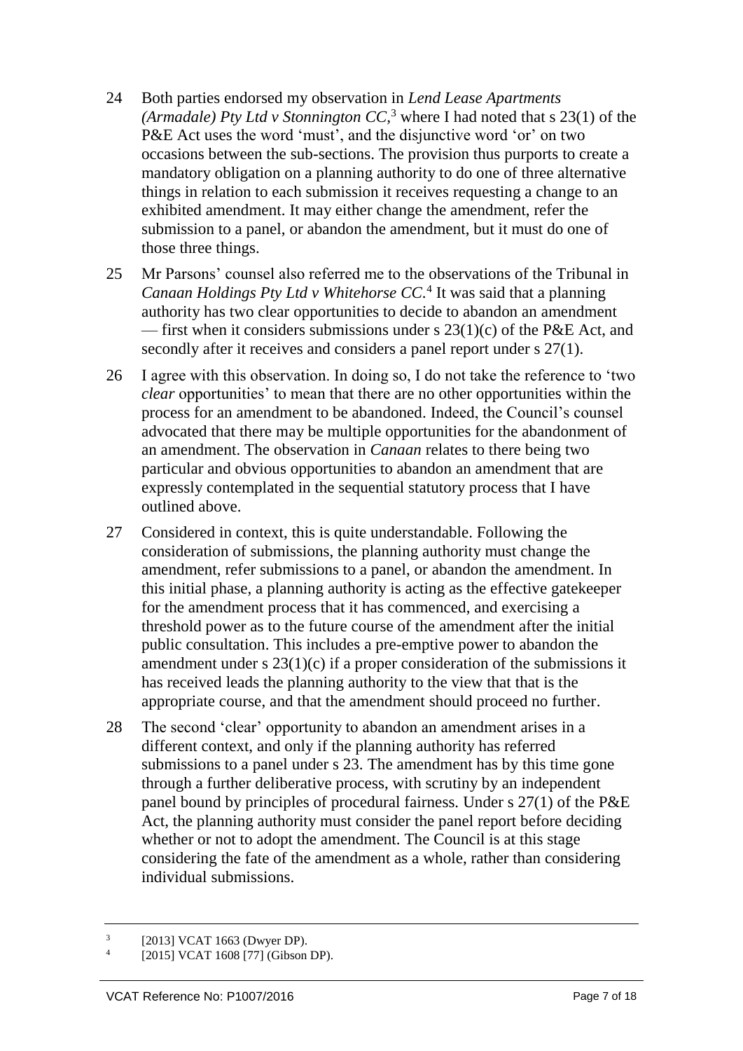24 Both parties endorsed my observation in *Lend Lease Apartments (Armadale) Pty Ltd v Stonnington CC*,[3] where I had noted that s 23(1) of the P&E Act uses the word 'must', and the disjunctive word 'or' on two occasions between the sub-sections. The provision thus purports to create a mandatory obligation on a planning authority to do one of three alternative things in relation to each submission it receives requesting a change to an exhibited amendment. It may either change the amendment, refer the submission to a panel, or abandon the amendment, but it must do one of those three things.

25 Mr Parsons' counsel also referred me to the observations of the Tribunal in *Canaan Holdings Pty Ltd v Whitehorse CC*.[4] It was said that a planning authority has two clear opportunities to decide to abandon an amendment — first when it considers submissions under s 23(1)(c) of the P&E Act, and secondly after it receives and considers a panel report under s 27(1).

26 I agree with this observation. In doing so, I do not take the reference to 'two *clear* opportunities' to mean that there are no other opportunities within the process for an amendment to be abandoned. Indeed, the Council's counsel advocated that there may be multiple opportunities for the abandonment of an amendment. The observation in *Canaan* relates to there being two particular and obvious opportunities to abandon an amendment that are expressly contemplated in the sequential statutory process that I have outlined above.

27 Considered in context, this is quite understandable. Following the consideration of submissions, the planning authority must change the amendment, refer submissions to a panel, or abandon the amendment. In this initial phase, a planning authority is acting as the effective gatekeeper for the amendment process that it has commenced, and exercising a threshold power as to the future course of the amendment after the initial public consultation. This includes a pre-emptive power to abandon the amendment under s 23(1)(c) if a proper consideration of the submissions it has received leads the planning authority to the view that that is the appropriate course, and that the amendment should proceed no further.

28 The second 'clear' opportunity to abandon an amendment arises in a different context, and only if the planning authority has referred submissions to a panel under s 23. The amendment has by this time gone through a further deliberative process, with scrutiny by an independent panel bound by principles of procedural fairness. Under s 27(1) of the P&E Act, the planning authority must consider the panel report before deciding whether or not to adopt the amendment. The Council is at this stage considering the fate of the amendment as a whole, rather than considering individual submissions.

---

[3] [2013] VCAT 1663 (Dwyer DP).

[4] [2015] VCAT 1608 [77] (Gibson DP).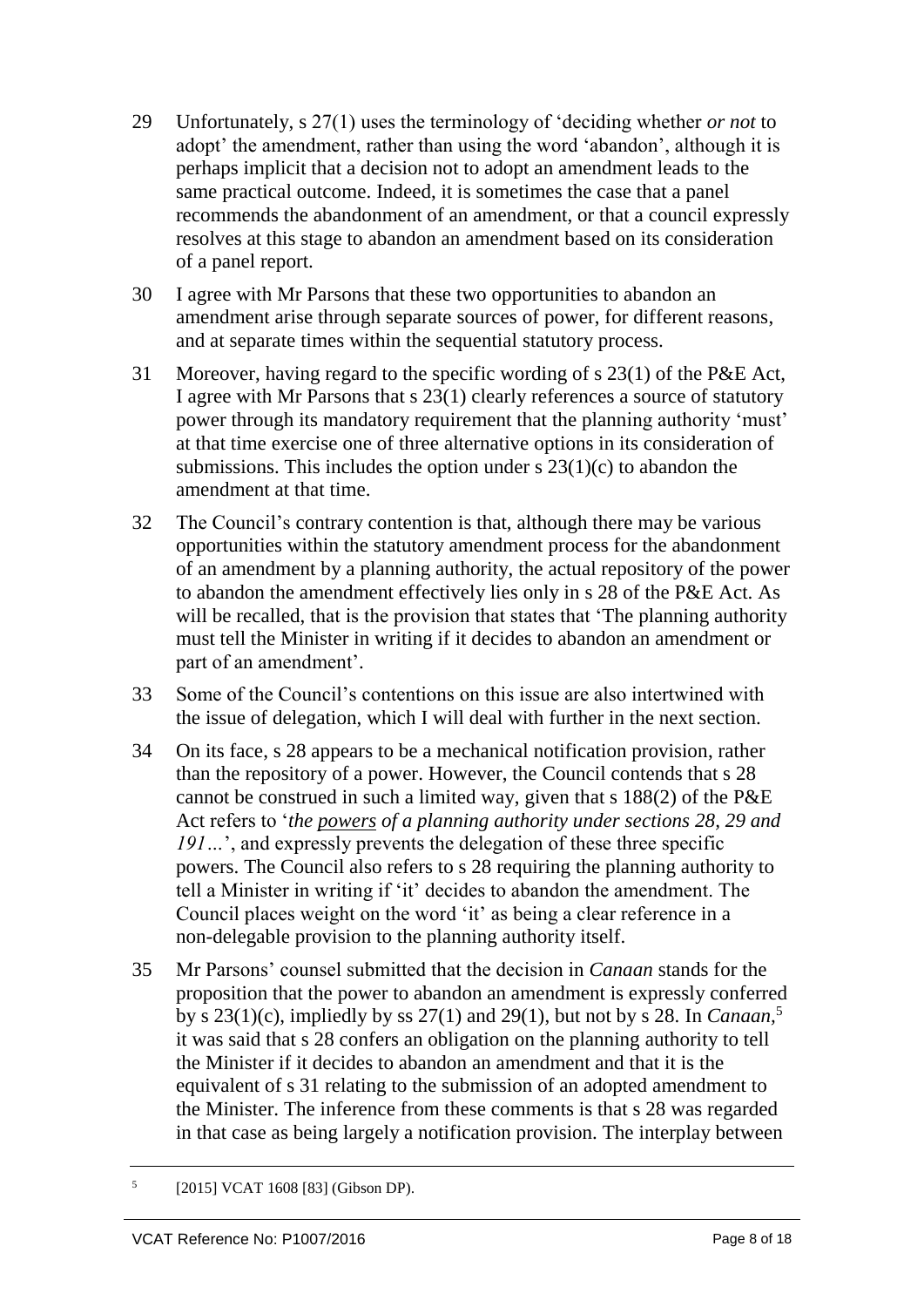29 Unfortunately, s 27(1) uses the terminology of 'deciding whether *or not* to adopt' the amendment, rather than using the word 'abandon', although it is perhaps implicit that a decision not to adopt an amendment leads to the same practical outcome. Indeed, it is sometimes the case that a panel recommends the abandonment of an amendment, or that a council expressly resolves at this stage to abandon an amendment based on its consideration of a panel report.

30 I agree with Mr Parsons that these two opportunities to abandon an amendment arise through separate sources of power, for different reasons, and at separate times within the sequential statutory process.

31 Moreover, having regard to the specific wording of s 23(1) of the P&E Act, I agree with Mr Parsons that s 23(1) clearly references a source of statutory power through its mandatory requirement that the planning authority 'must' at that time exercise one of three alternative options in its consideration of submissions. This includes the option under s 23(1)(c) to abandon the amendment at that time.

32 The Council's contrary contention is that, although there may be various opportunities within the statutory amendment process for the abandonment of an amendment by a planning authority, the actual repository of the power to abandon the amendment effectively lies only in s 28 of the P&E Act. As will be recalled, that is the provision that states that 'The planning authority must tell the Minister in writing if it decides to abandon an amendment or part of an amendment'.

33 Some of the Council's contentions on this issue are also intertwined with the issue of delegation, which I will deal with further in the next section.

34 On its face, s 28 appears to be a mechanical notification provision, rather than the repository of a power. However, the Council contends that s 28 cannot be construed in such a limited way, given that s 188(2) of the P&E Act refers to '*the <u>powers</u> of a planning authority under sections 28, 29 and 191…*', and expressly prevents the delegation of these three specific powers. The Council also refers to s 28 requiring the planning authority to tell a Minister in writing if 'it' decides to abandon the amendment. The Council places weight on the word 'it' as being a clear reference in a non-delegable provision to the planning authority itself.

35 Mr Parsons' counsel submitted that the decision in *Canaan* stands for the proposition that the power to abandon an amendment is expressly conferred by s 23(1)(c), impliedly by ss 27(1) and 29(1), but not by s 28. In *Canaan*,[5] it was said that s 28 confers an obligation on the planning authority to tell the Minister if it decides to abandon an amendment and that it is the equivalent of s 31 relating to the submission of an adopted amendment to the Minister. The inference from these comments is that s 28 was regarded in that case as being largely a notification provision. The interplay between

---

[5] [2015] VCAT 1608 [83] (Gibson DP).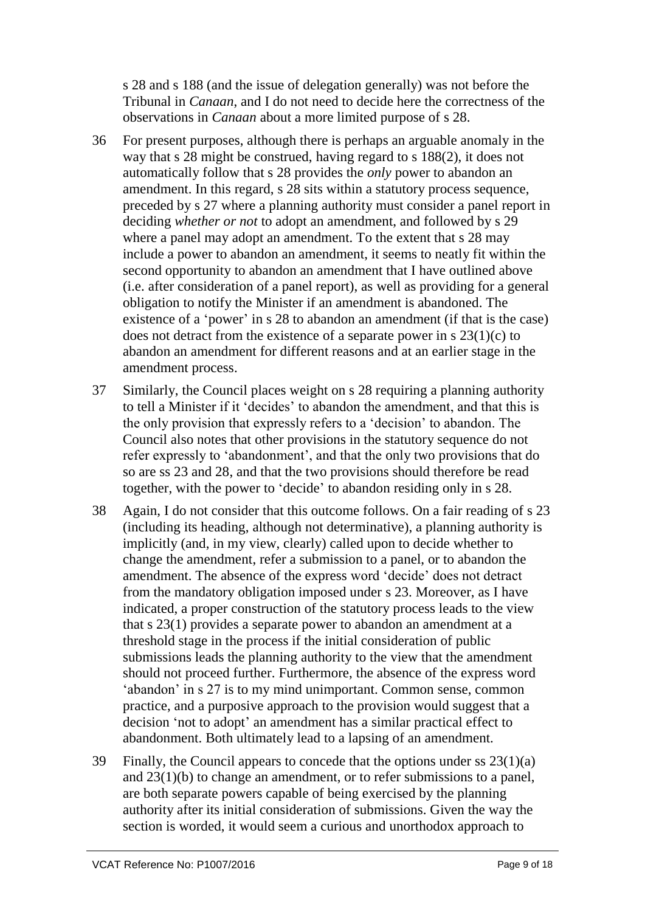s 28 and s 188 (and the issue of delegation generally) was not before the Tribunal in *Canaan*, and I do not need to decide here the correctness of the observations in *Canaan* about a more limited purpose of s 28.

36 For present purposes, although there is perhaps an arguable anomaly in the way that s 28 might be construed, having regard to s 188(2), it does not automatically follow that s 28 provides the *only* power to abandon an amendment. In this regard, s 28 sits within a statutory process sequence, preceded by s 27 where a planning authority must consider a panel report in deciding *whether or not* to adopt an amendment, and followed by s 29 where a panel may adopt an amendment. To the extent that s 28 may include a power to abandon an amendment, it seems to neatly fit within the second opportunity to abandon an amendment that I have outlined above (i.e. after consideration of a panel report), as well as providing for a general obligation to notify the Minister if an amendment is abandoned. The existence of a 'power' in s 28 to abandon an amendment (if that is the case) does not detract from the existence of a separate power in s 23(1)(c) to abandon an amendment for different reasons and at an earlier stage in the amendment process.

37 Similarly, the Council places weight on s 28 requiring a planning authority to tell a Minister if it 'decides' to abandon the amendment, and that this is the only provision that expressly refers to a 'decision' to abandon. The Council also notes that other provisions in the statutory sequence do not refer expressly to 'abandonment', and that the only two provisions that do so are ss 23 and 28, and that the two provisions should therefore be read together, with the power to 'decide' to abandon residing only in s 28.

38 Again, I do not consider that this outcome follows. On a fair reading of s 23 (including its heading, although not determinative), a planning authority is implicitly (and, in my view, clearly) called upon to decide whether to change the amendment, refer a submission to a panel, or to abandon the amendment. The absence of the express word 'decide' does not detract from the mandatory obligation imposed under s 23. Moreover, as I have indicated, a proper construction of the statutory process leads to the view that s 23(1) provides a separate power to abandon an amendment at a threshold stage in the process if the initial consideration of public submissions leads the planning authority to the view that the amendment should not proceed further. Furthermore, the absence of the express word 'abandon' in s 27 is to my mind unimportant. Common sense, common practice, and a purposive approach to the provision would suggest that a decision 'not to adopt' an amendment has a similar practical effect to abandonment. Both ultimately lead to a lapsing of an amendment.

39 Finally, the Council appears to concede that the options under ss 23(1)(a) and 23(1)(b) to change an amendment, or to refer submissions to a panel, are both separate powers capable of being exercised by the planning authority after its initial consideration of submissions. Given the way the section is worded, it would seem a curious and unorthodox approach to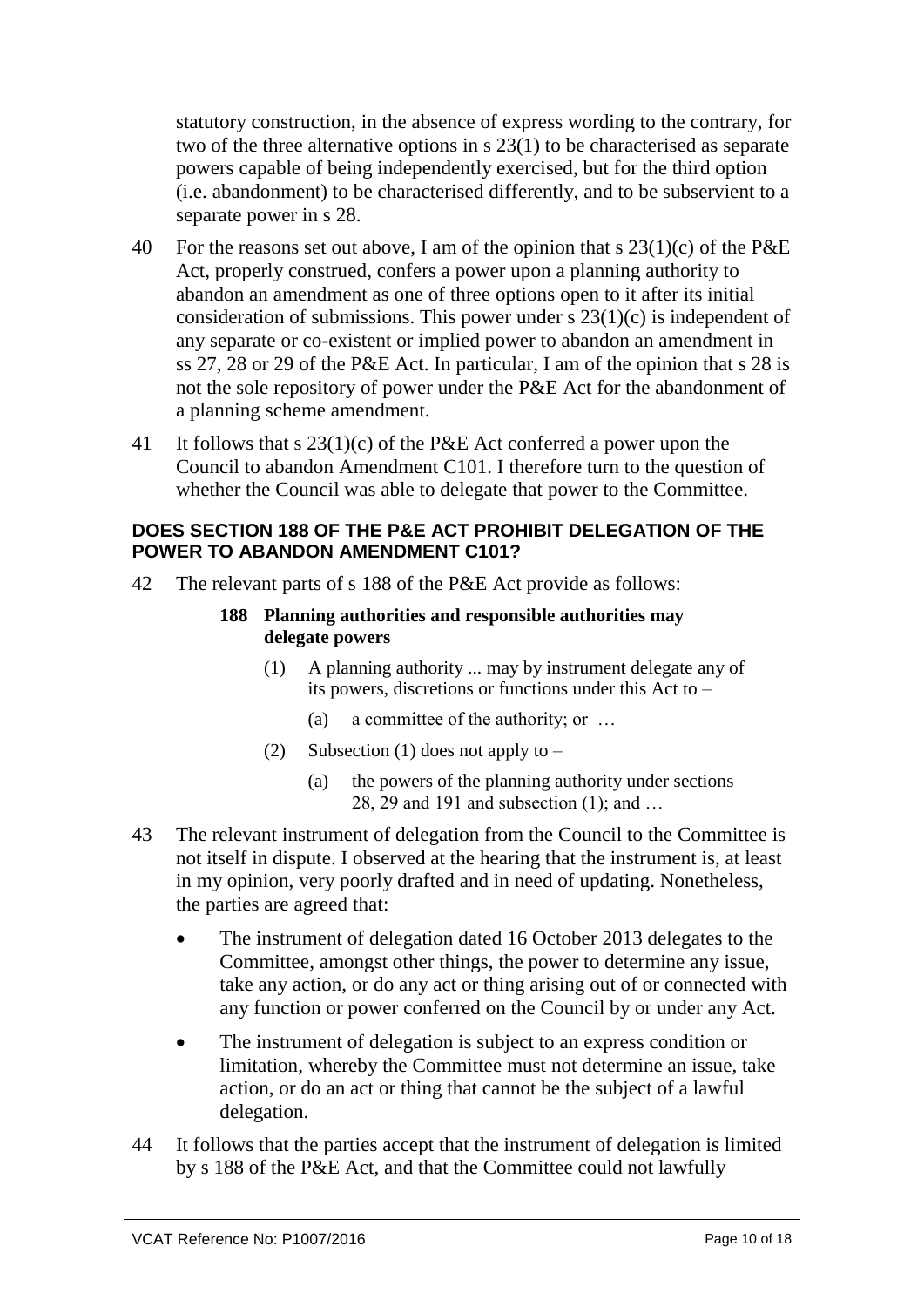statutory construction, in the absence of express wording to the contrary, for two of the three alternative options in s 23(1) to be characterised as separate powers capable of being independently exercised, but for the third option (i.e. abandonment) to be characterised differently, and to be subservient to a separate power in s 28.

40 For the reasons set out above, I am of the opinion that s 23(1)(c) of the P&E Act, properly construed, confers a power upon a planning authority to abandon an amendment as one of three options open to it after its initial consideration of submissions. This power under s 23(1)(c) is independent of any separate or co-existent or implied power to abandon an amendment in ss 27, 28 or 29 of the P&E Act. In particular, I am of the opinion that s 28 is not the sole repository of power under the P&E Act for the abandonment of a planning scheme amendment.

41 It follows that s 23(1)(c) of the P&E Act conferred a power upon the Council to abandon Amendment C101. I therefore turn to the question of whether the Council was able to delegate that power to the Committee.

**DOES SECTION 188 OF THE P&E ACT PROHIBIT DELEGATION OF THE POWER TO ABANDON AMENDMENT C101?**

42 The relevant parts of s 188 of the P&E Act provide as follows:

> **188 Planning authorities and responsible authorities may delegate powers**
>
> (1) A planning authority ... may by instrument delegate any of its powers, discretions or functions under this Act to –
>
> (a) a committee of the authority; or …
>
> (2) Subsection (1) does not apply to –
>
> (a) the powers of the planning authority under sections 28, 29 and 191 and subsection (1); and …

43 The relevant instrument of delegation from the Council to the Committee is not itself in dispute. I observed at the hearing that the instrument is, at least in my opinion, very poorly drafted and in need of updating. Nonetheless, the parties are agreed that:

- The instrument of delegation dated 16 October 2013 delegates to the Committee, amongst other things, the power to determine any issue, take any action, or do any act or thing arising out of or connected with any function or power conferred on the Council by or under any Act.
- The instrument of delegation is subject to an express condition or limitation, whereby the Committee must not determine an issue, take action, or do an act or thing that cannot be the subject of a lawful delegation.

44 It follows that the parties accept that the instrument of delegation is limited by s 188 of the P&E Act, and that the Committee could not lawfully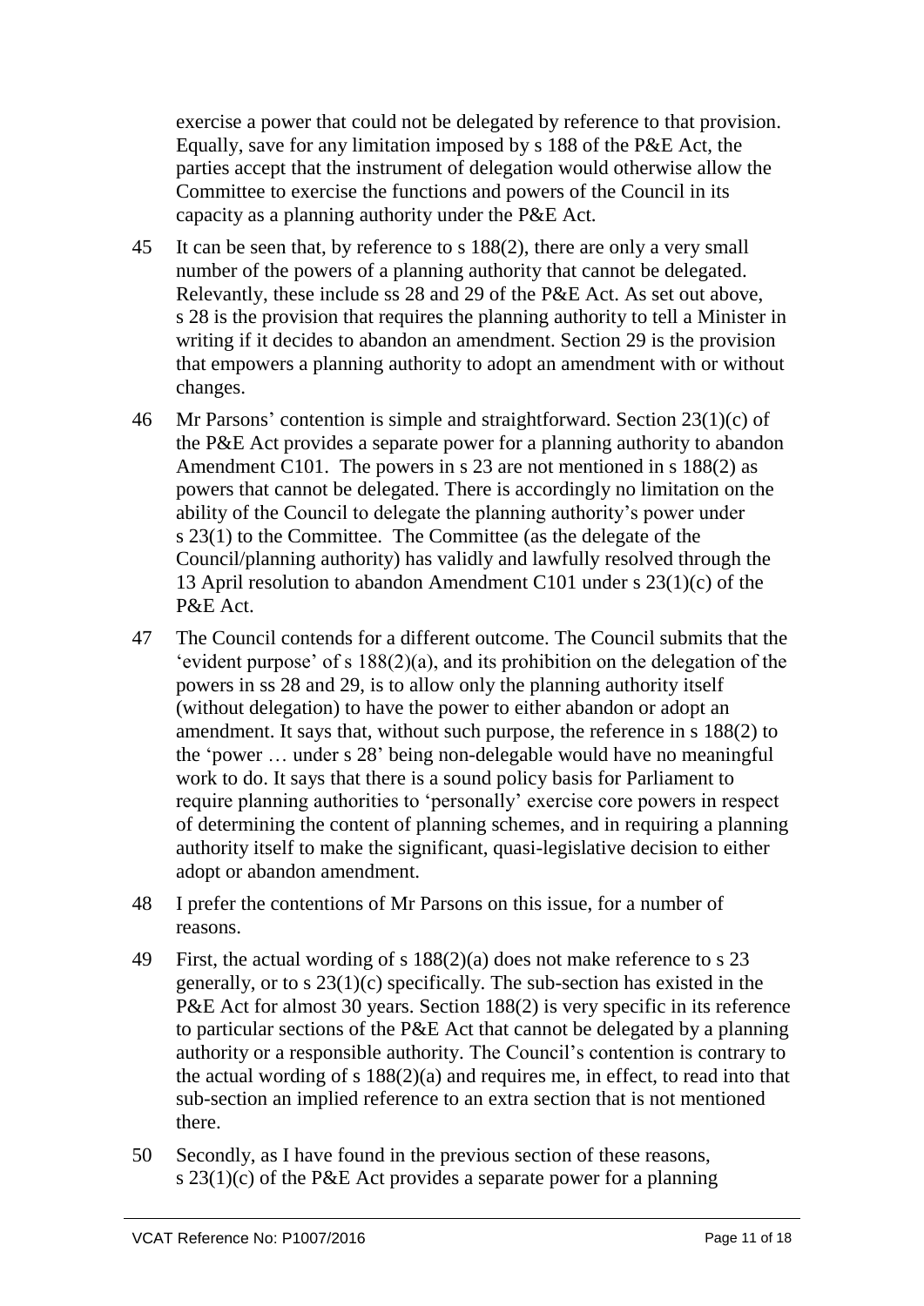exercise a power that could not be delegated by reference to that provision. Equally, save for any limitation imposed by s 188 of the P&E Act, the parties accept that the instrument of delegation would otherwise allow the Committee to exercise the functions and powers of the Council in its capacity as a planning authority under the P&E Act.

45 It can be seen that, by reference to s 188(2), there are only a very small number of the powers of a planning authority that cannot be delegated. Relevantly, these include ss 28 and 29 of the P&E Act. As set out above, s 28 is the provision that requires the planning authority to tell a Minister in writing if it decides to abandon an amendment. Section 29 is the provision that empowers a planning authority to adopt an amendment with or without changes.

46 Mr Parsons' contention is simple and straightforward. Section 23(1)(c) of the P&E Act provides a separate power for a planning authority to abandon Amendment C101. The powers in s 23 are not mentioned in s 188(2) as powers that cannot be delegated. There is accordingly no limitation on the ability of the Council to delegate the planning authority's power under s 23(1) to the Committee. The Committee (as the delegate of the Council/planning authority) has validly and lawfully resolved through the 13 April resolution to abandon Amendment C101 under s 23(1)(c) of the P&E Act.

47 The Council contends for a different outcome. The Council submits that the 'evident purpose' of s 188(2)(a), and its prohibition on the delegation of the powers in ss 28 and 29, is to allow only the planning authority itself (without delegation) to have the power to either abandon or adopt an amendment. It says that, without such purpose, the reference in s 188(2) to the 'power … under s 28' being non-delegable would have no meaningful work to do. It says that there is a sound policy basis for Parliament to require planning authorities to 'personally' exercise core powers in respect of determining the content of planning schemes, and in requiring a planning authority itself to make the significant, quasi-legislative decision to either adopt or abandon amendment.

48 I prefer the contentions of Mr Parsons on this issue, for a number of reasons.

49 First, the actual wording of s 188(2)(a) does not make reference to s 23 generally, or to s 23(1)(c) specifically. The sub-section has existed in the P&E Act for almost 30 years. Section 188(2) is very specific in its reference to particular sections of the P&E Act that cannot be delegated by a planning authority or a responsible authority. The Council's contention is contrary to the actual wording of s 188(2)(a) and requires me, in effect, to read into that sub-section an implied reference to an extra section that is not mentioned there.

50 Secondly, as I have found in the previous section of these reasons, s 23(1)(c) of the P&E Act provides a separate power for a planning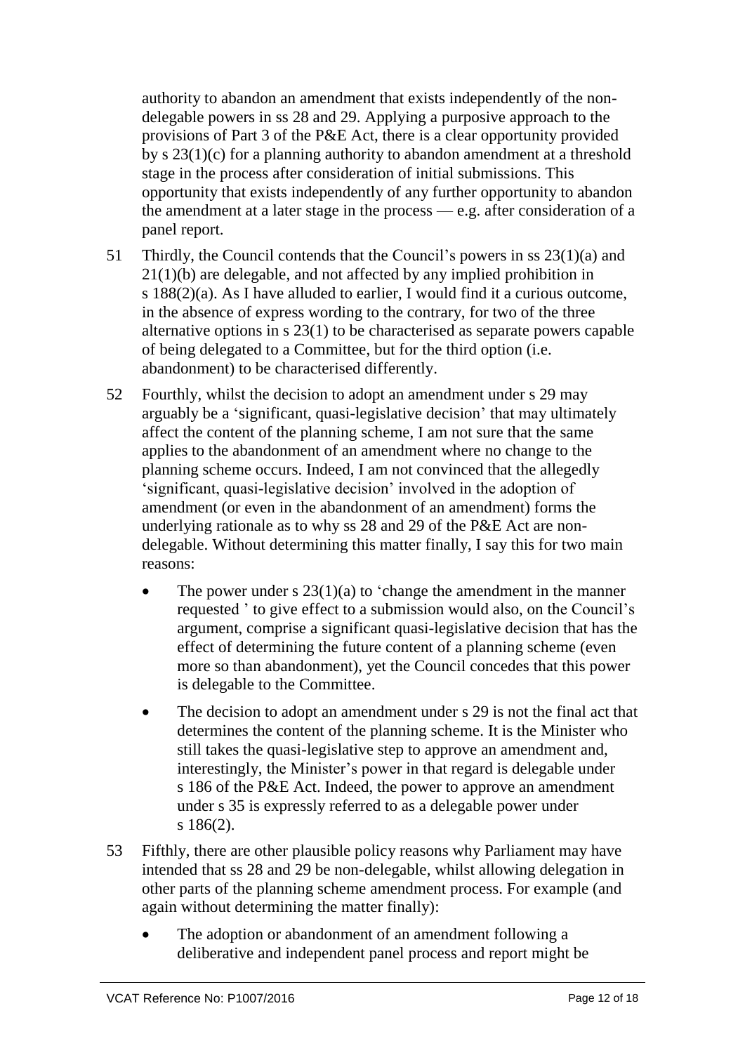authority to abandon an amendment that exists independently of the non-delegable powers in ss 28 and 29. Applying a purposive approach to the provisions of Part 3 of the P&E Act, there is a clear opportunity provided by s 23(1)(c) for a planning authority to abandon amendment at a threshold stage in the process after consideration of initial submissions. This opportunity that exists independently of any further opportunity to abandon the amendment at a later stage in the process — e.g. after consideration of a panel report.

51 Thirdly, the Council contends that the Council's powers in ss 23(1)(a) and 21(1)(b) are delegable, and not affected by any implied prohibition in s 188(2)(a). As I have alluded to earlier, I would find it a curious outcome, in the absence of express wording to the contrary, for two of the three alternative options in s 23(1) to be characterised as separate powers capable of being delegated to a Committee, but for the third option (i.e. abandonment) to be characterised differently.

52 Fourthly, whilst the decision to adopt an amendment under s 29 may arguably be a 'significant, quasi-legislative decision' that may ultimately affect the content of the planning scheme, I am not sure that the same applies to the abandonment of an amendment where no change to the planning scheme occurs. Indeed, I am not convinced that the allegedly 'significant, quasi-legislative decision' involved in the adoption of amendment (or even in the abandonment of an amendment) forms the underlying rationale as to why ss 28 and 29 of the P&E Act are non-delegable. Without determining this matter finally, I say this for two main reasons:

- The power under s 23(1)(a) to 'change the amendment in the manner requested ' to give effect to a submission would also, on the Council's argument, comprise a significant quasi-legislative decision that has the effect of determining the future content of a planning scheme (even more so than abandonment), yet the Council concedes that this power is delegable to the Committee.
- The decision to adopt an amendment under s 29 is not the final act that determines the content of the planning scheme. It is the Minister who still takes the quasi-legislative step to approve an amendment and, interestingly, the Minister's power in that regard is delegable under s 186 of the P&E Act. Indeed, the power to approve an amendment under s 35 is expressly referred to as a delegable power under s 186(2).

53 Fifthly, there are other plausible policy reasons why Parliament may have intended that ss 28 and 29 be non-delegable, whilst allowing delegation in other parts of the planning scheme amendment process. For example (and again without determining the matter finally):

- The adoption or abandonment of an amendment following a deliberative and independent panel process and report might be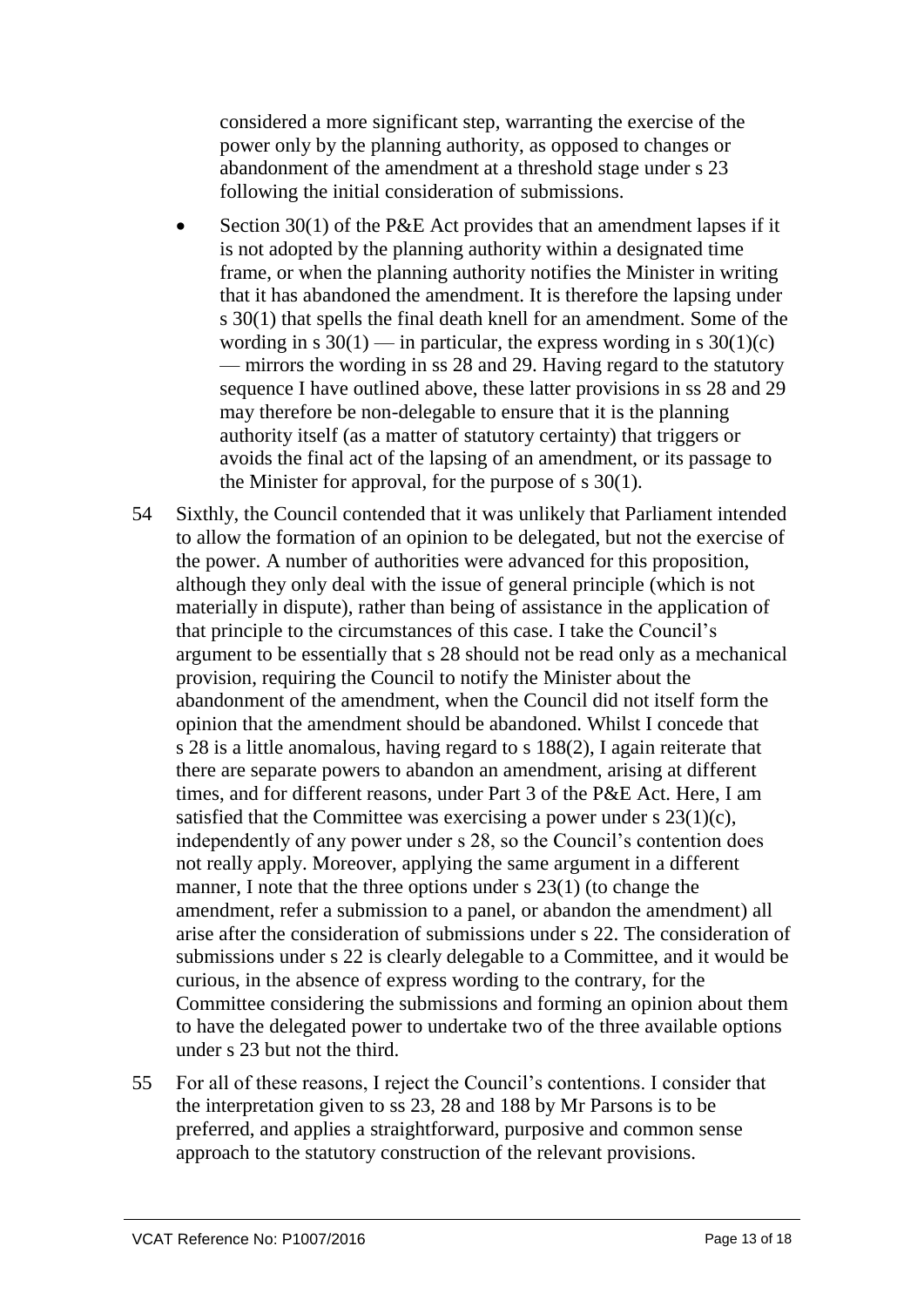considered a more significant step, warranting the exercise of the power only by the planning authority, as opposed to changes or abandonment of the amendment at a threshold stage under s 23 following the initial consideration of submissions.

- Section 30(1) of the P&E Act provides that an amendment lapses if it is not adopted by the planning authority within a designated time frame, or when the planning authority notifies the Minister in writing that it has abandoned the amendment. It is therefore the lapsing under s 30(1) that spells the final death knell for an amendment. Some of the wording in s 30(1) — in particular, the express wording in s 30(1)(c) — mirrors the wording in ss 28 and 29. Having regard to the statutory sequence I have outlined above, these latter provisions in ss 28 and 29 may therefore be non-delegable to ensure that it is the planning authority itself (as a matter of statutory certainty) that triggers or avoids the final act of the lapsing of an amendment, or its passage to the Minister for approval, for the purpose of s 30(1).

54 Sixthly, the Council contended that it was unlikely that Parliament intended to allow the formation of an opinion to be delegated, but not the exercise of the power. A number of authorities were advanced for this proposition, although they only deal with the issue of general principle (which is not materially in dispute), rather than being of assistance in the application of that principle to the circumstances of this case. I take the Council's argument to be essentially that s 28 should not be read only as a mechanical provision, requiring the Council to notify the Minister about the abandonment of the amendment, when the Council did not itself form the opinion that the amendment should be abandoned. Whilst I concede that s 28 is a little anomalous, having regard to s 188(2), I again reiterate that there are separate powers to abandon an amendment, arising at different times, and for different reasons, under Part 3 of the P&E Act. Here, I am satisfied that the Committee was exercising a power under s 23(1)(c), independently of any power under s 28, so the Council's contention does not really apply. Moreover, applying the same argument in a different manner, I note that the three options under s 23(1) (to change the amendment, refer a submission to a panel, or abandon the amendment) all arise after the consideration of submissions under s 22. The consideration of submissions under s 22 is clearly delegable to a Committee, and it would be curious, in the absence of express wording to the contrary, for the Committee considering the submissions and forming an opinion about them to have the delegated power to undertake two of the three available options under s 23 but not the third.

55 For all of these reasons, I reject the Council's contentions. I consider that the interpretation given to ss 23, 28 and 188 by Mr Parsons is to be preferred, and applies a straightforward, purposive and common sense approach to the statutory construction of the relevant provisions.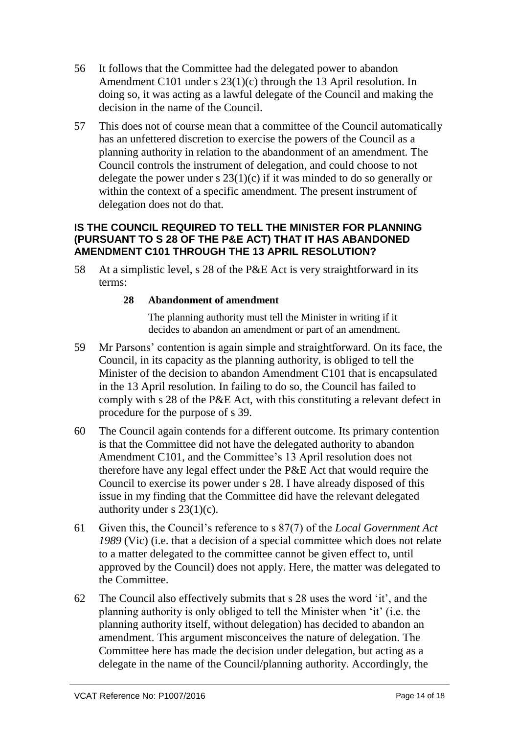56 It follows that the Committee had the delegated power to abandon Amendment C101 under s 23(1)(c) through the 13 April resolution. In doing so, it was acting as a lawful delegate of the Council and making the decision in the name of the Council.

57 This does not of course mean that a committee of the Council automatically has an unfettered discretion to exercise the powers of the Council as a planning authority in relation to the abandonment of an amendment. The Council controls the instrument of delegation, and could choose to not delegate the power under s 23(1)(c) if it was minded to do so generally or within the context of a specific amendment. The present instrument of delegation does not do that.

**IS THE COUNCIL REQUIRED TO TELL THE MINISTER FOR PLANNING (PURSUANT TO S 28 OF THE P&E ACT) THAT IT HAS ABANDONED AMENDMENT C101 THROUGH THE 13 APRIL RESOLUTION?**

58 At a simplistic level, s 28 of the P&E Act is very straightforward in its terms:

> **28 Abandonment of amendment**
>
> The planning authority must tell the Minister in writing if it decides to abandon an amendment or part of an amendment.

59 Mr Parsons' contention is again simple and straightforward. On its face, the Council, in its capacity as the planning authority, is obliged to tell the Minister of the decision to abandon Amendment C101 that is encapsulated in the 13 April resolution. In failing to do so, the Council has failed to comply with s 28 of the P&E Act, with this constituting a relevant defect in procedure for the purpose of s 39.

60 The Council again contends for a different outcome. Its primary contention is that the Committee did not have the delegated authority to abandon Amendment C101, and the Committee's 13 April resolution does not therefore have any legal effect under the P&E Act that would require the Council to exercise its power under s 28. I have already disposed of this issue in my finding that the Committee did have the relevant delegated authority under s 23(1)(c).

61 Given this, the Council's reference to s 87(7) of the *Local Government Act 1989* (Vic) (i.e. that a decision of a special committee which does not relate to a matter delegated to the committee cannot be given effect to, until approved by the Council) does not apply. Here, the matter was delegated to the Committee.

62 The Council also effectively submits that s 28 uses the word 'it', and the planning authority is only obliged to tell the Minister when 'it' (i.e. the planning authority itself, without delegation) has decided to abandon an amendment. This argument misconceives the nature of delegation. The Committee here has made the decision under delegation, but acting as a delegate in the name of the Council/planning authority. Accordingly, the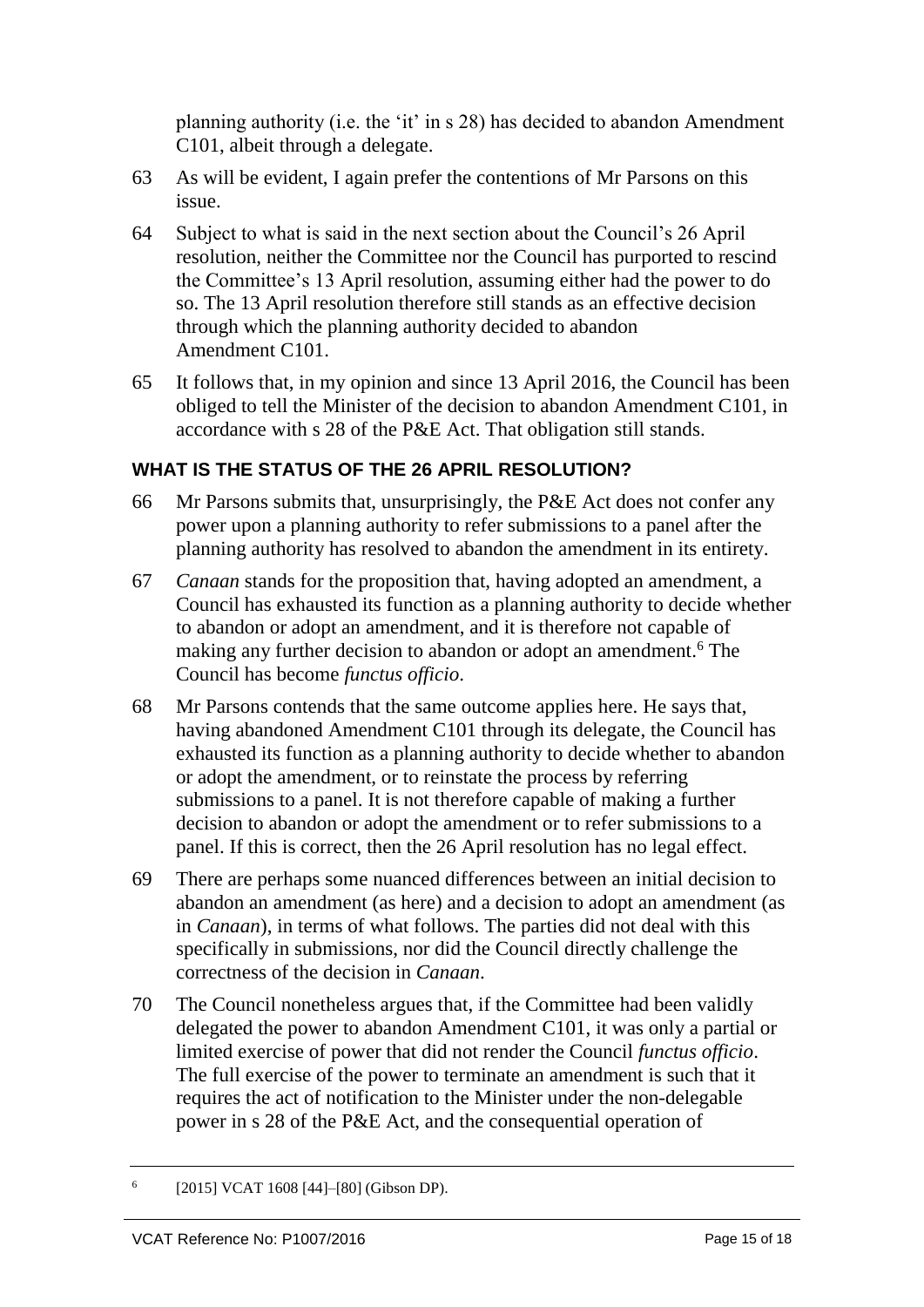planning authority (i.e. the 'it' in s 28) has decided to abandon Amendment C101, albeit through a delegate.

63 As will be evident, I again prefer the contentions of Mr Parsons on this issue.

64 Subject to what is said in the next section about the Council's 26 April resolution, neither the Committee nor the Council has purported to rescind the Committee's 13 April resolution, assuming either had the power to do so. The 13 April resolution therefore still stands as an effective decision through which the planning authority decided to abandon Amendment C101.

65 It follows that, in my opinion and since 13 April 2016, the Council has been obliged to tell the Minister of the decision to abandon Amendment C101, in accordance with s 28 of the P&E Act. That obligation still stands.

## WHAT IS THE STATUS OF THE 26 APRIL RESOLUTION?

66 Mr Parsons submits that, unsurprisingly, the P&E Act does not confer any power upon a planning authority to refer submissions to a panel after the planning authority has resolved to abandon the amendment in its entirety.

67 *Canaan* stands for the proposition that, having adopted an amendment, a Council has exhausted its function as a planning authority to decide whether to abandon or adopt an amendment, and it is therefore not capable of making any further decision to abandon or adopt an amendment.[6] The Council has become *functus officio*.

68 Mr Parsons contends that the same outcome applies here. He says that, having abandoned Amendment C101 through its delegate, the Council has exhausted its function as a planning authority to decide whether to abandon or adopt the amendment, or to reinstate the process by referring submissions to a panel. It is not therefore capable of making a further decision to abandon or adopt the amendment or to refer submissions to a panel. If this is correct, then the 26 April resolution has no legal effect.

69 There are perhaps some nuanced differences between an initial decision to abandon an amendment (as here) and a decision to adopt an amendment (as in *Canaan*), in terms of what follows. The parties did not deal with this specifically in submissions, nor did the Council directly challenge the correctness of the decision in *Canaan*.

70 The Council nonetheless argues that, if the Committee had been validly delegated the power to abandon Amendment C101, it was only a partial or limited exercise of power that did not render the Council *functus officio*. The full exercise of the power to terminate an amendment is such that it requires the act of notification to the Minister under the non-delegable power in s 28 of the P&E Act, and the consequential operation of

---

[6] [2015] VCAT 1608 [44]–[80] (Gibson DP).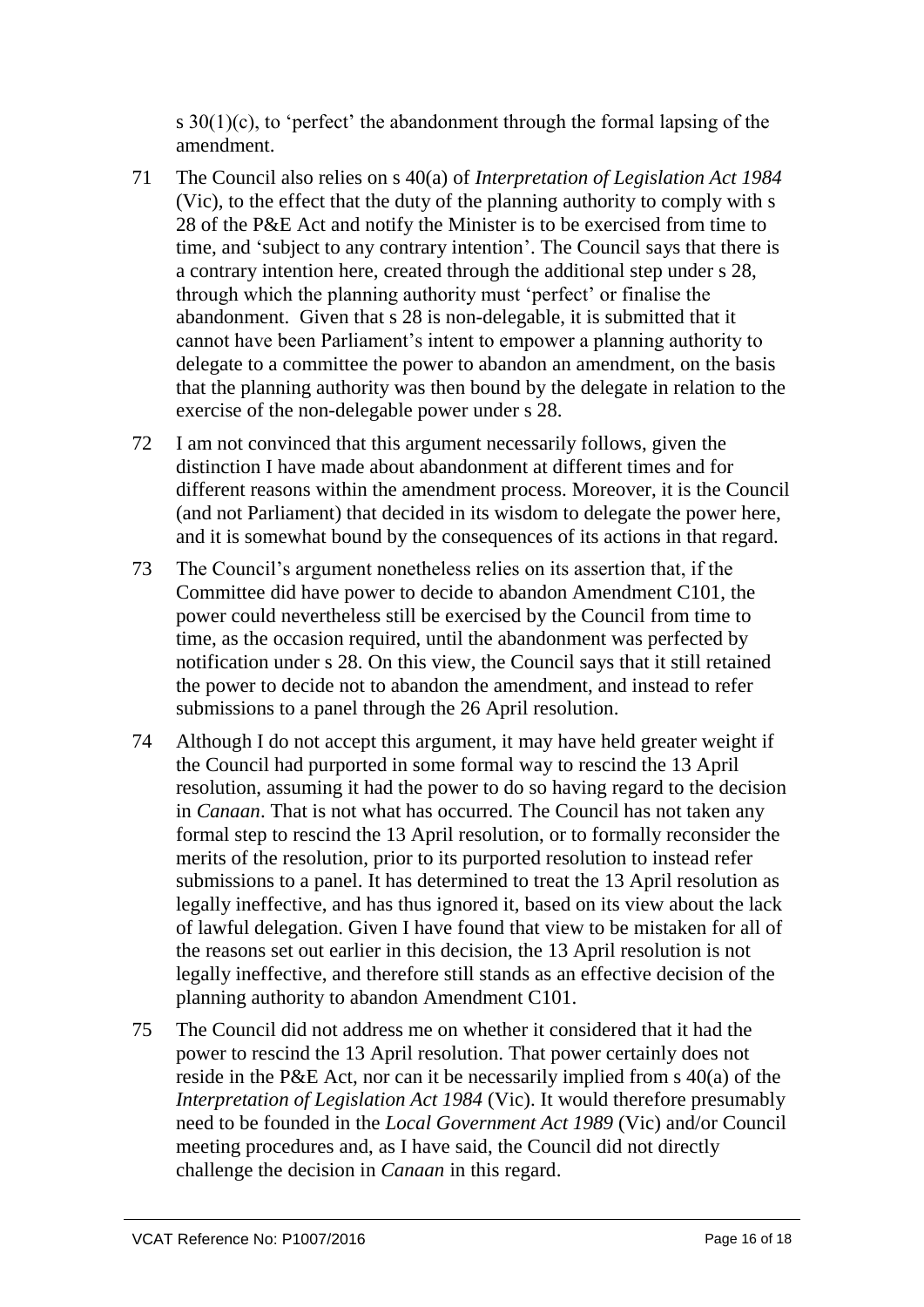s 30(1)(c), to 'perfect' the abandonment through the formal lapsing of the amendment.

71 The Council also relies on s 40(a) of *Interpretation of Legislation Act 1984* (Vic), to the effect that the duty of the planning authority to comply with s 28 of the P&E Act and notify the Minister is to be exercised from time to time, and 'subject to any contrary intention'. The Council says that there is a contrary intention here, created through the additional step under s 28, through which the planning authority must 'perfect' or finalise the abandonment. Given that s 28 is non-delegable, it is submitted that it cannot have been Parliament's intent to empower a planning authority to delegate to a committee the power to abandon an amendment, on the basis that the planning authority was then bound by the delegate in relation to the exercise of the non-delegable power under s 28.

72 I am not convinced that this argument necessarily follows, given the distinction I have made about abandonment at different times and for different reasons within the amendment process. Moreover, it is the Council (and not Parliament) that decided in its wisdom to delegate the power here, and it is somewhat bound by the consequences of its actions in that regard.

73 The Council's argument nonetheless relies on its assertion that, if the Committee did have power to decide to abandon Amendment C101, the power could nevertheless still be exercised by the Council from time to time, as the occasion required, until the abandonment was perfected by notification under s 28. On this view, the Council says that it still retained the power to decide not to abandon the amendment, and instead to refer submissions to a panel through the 26 April resolution.

74 Although I do not accept this argument, it may have held greater weight if the Council had purported in some formal way to rescind the 13 April resolution, assuming it had the power to do so having regard to the decision in *Canaan*. That is not what has occurred. The Council has not taken any formal step to rescind the 13 April resolution, or to formally reconsider the merits of the resolution, prior to its purported resolution to instead refer submissions to a panel. It has determined to treat the 13 April resolution as legally ineffective, and has thus ignored it, based on its view about the lack of lawful delegation. Given I have found that view to be mistaken for all of the reasons set out earlier in this decision, the 13 April resolution is not legally ineffective, and therefore still stands as an effective decision of the planning authority to abandon Amendment C101.

75 The Council did not address me on whether it considered that it had the power to rescind the 13 April resolution. That power certainly does not reside in the P&E Act, nor can it be necessarily implied from s 40(a) of the *Interpretation of Legislation Act 1984* (Vic). It would therefore presumably need to be founded in the *Local Government Act 1989* (Vic) and/or Council meeting procedures and, as I have said, the Council did not directly challenge the decision in *Canaan* in this regard.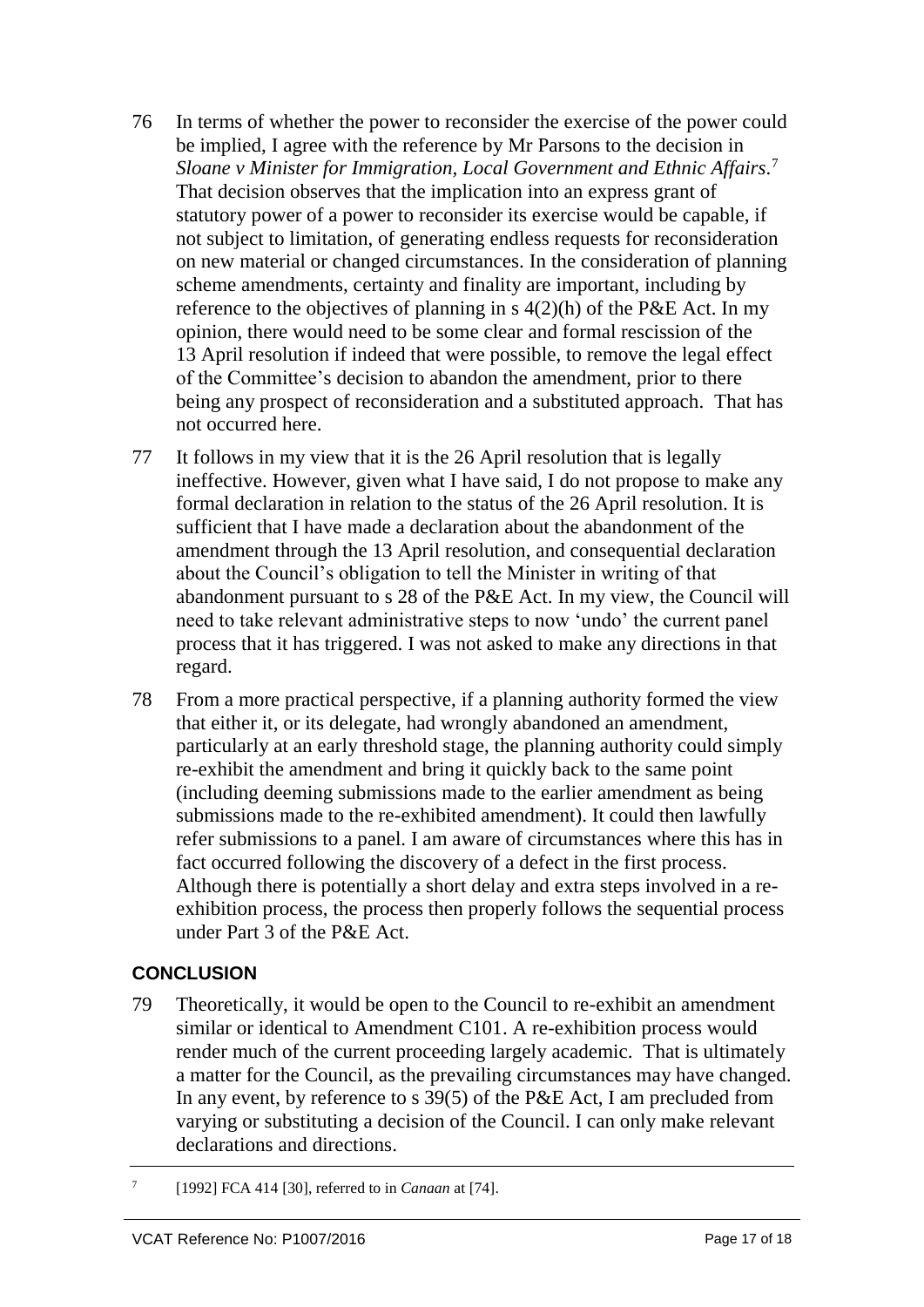76 In terms of whether the power to reconsider the exercise of the power could be implied, I agree with the reference by Mr Parsons to the decision in *Sloane v Minister for Immigration, Local Government and Ethnic Affairs*.[7] That decision observes that the implication into an express grant of statutory power of a power to reconsider its exercise would be capable, if not subject to limitation, of generating endless requests for reconsideration on new material or changed circumstances. In the consideration of planning scheme amendments, certainty and finality are important, including by reference to the objectives of planning in s 4(2)(h) of the P&E Act. In my opinion, there would need to be some clear and formal rescission of the 13 April resolution if indeed that were possible, to remove the legal effect of the Committee's decision to abandon the amendment, prior to there being any prospect of reconsideration and a substituted approach. That has not occurred here.

77 It follows in my view that it is the 26 April resolution that is legally ineffective. However, given what I have said, I do not propose to make any formal declaration in relation to the status of the 26 April resolution. It is sufficient that I have made a declaration about the abandonment of the amendment through the 13 April resolution, and consequential declaration about the Council's obligation to tell the Minister in writing of that abandonment pursuant to s 28 of the P&E Act. In my view, the Council will need to take relevant administrative steps to now 'undo' the current panel process that it has triggered. I was not asked to make any directions in that regard.

78 From a more practical perspective, if a planning authority formed the view that either it, or its delegate, had wrongly abandoned an amendment, particularly at an early threshold stage, the planning authority could simply re-exhibit the amendment and bring it quickly back to the same point (including deeming submissions made to the earlier amendment as being submissions made to the re-exhibited amendment). It could then lawfully refer submissions to a panel. I am aware of circumstances where this has in fact occurred following the discovery of a defect in the first process. Although there is potentially a short delay and extra steps involved in a re-exhibition process, the process then properly follows the sequential process under Part 3 of the P&E Act.

## CONCLUSION

79 Theoretically, it would be open to the Council to re-exhibit an amendment similar or identical to Amendment C101. A re-exhibition process would render much of the current proceeding largely academic. That is ultimately a matter for the Council, as the prevailing circumstances may have changed. In any event, by reference to s 39(5) of the P&E Act, I am precluded from varying or substituting a decision of the Council. I can only make relevant declarations and directions.

---

[7] [1992] FCA 414 [30], referred to in *Canaan* at [74].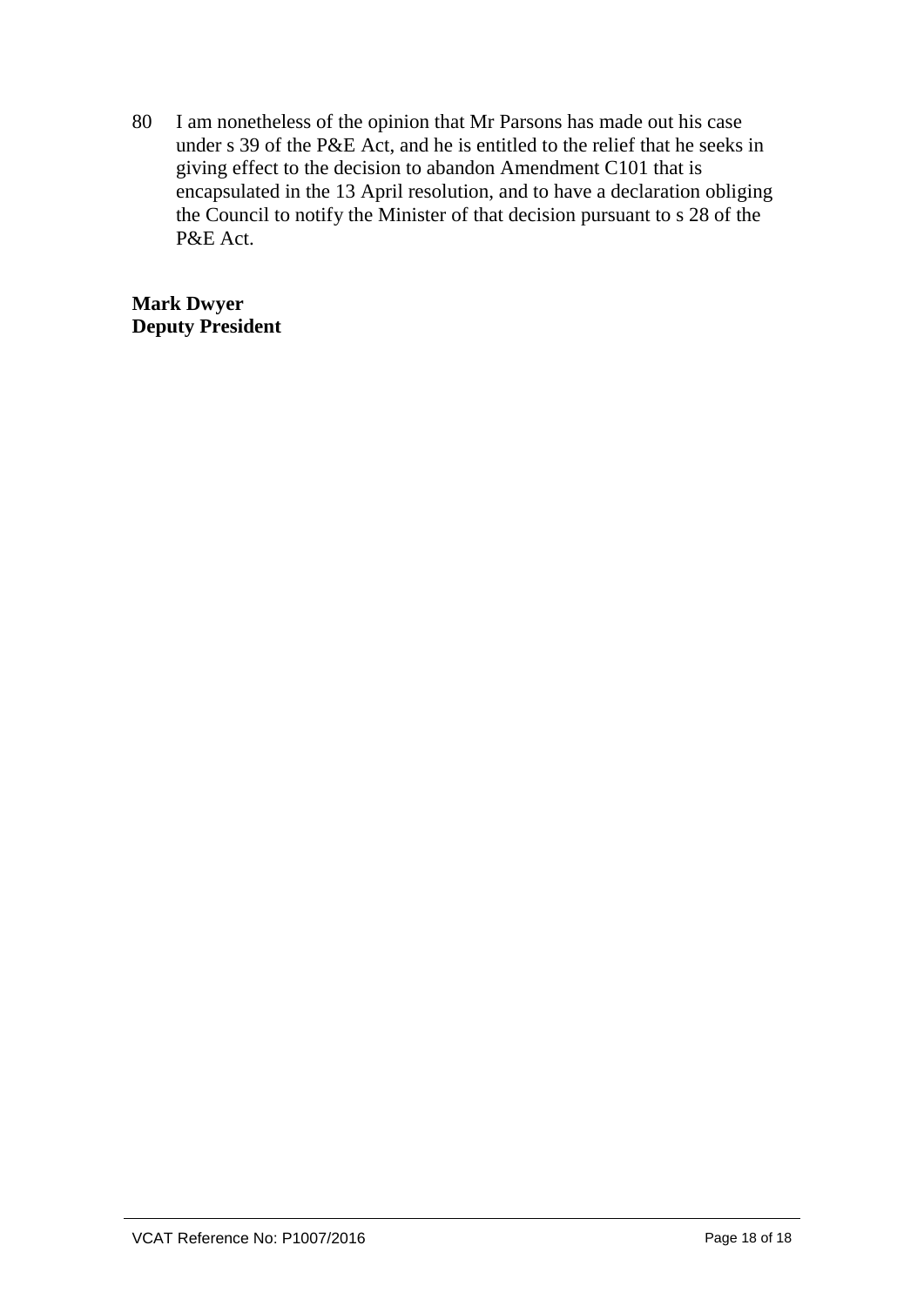80 I am nonetheless of the opinion that Mr Parsons has made out his case under s 39 of the P&E Act, and he is entitled to the relief that he seeks in giving effect to the decision to abandon Amendment C101 that is encapsulated in the 13 April resolution, and to have a declaration obliging the Council to notify the Minister of that decision pursuant to s 28 of the P&E Act.

**Mark Dwyer**
**Deputy President**